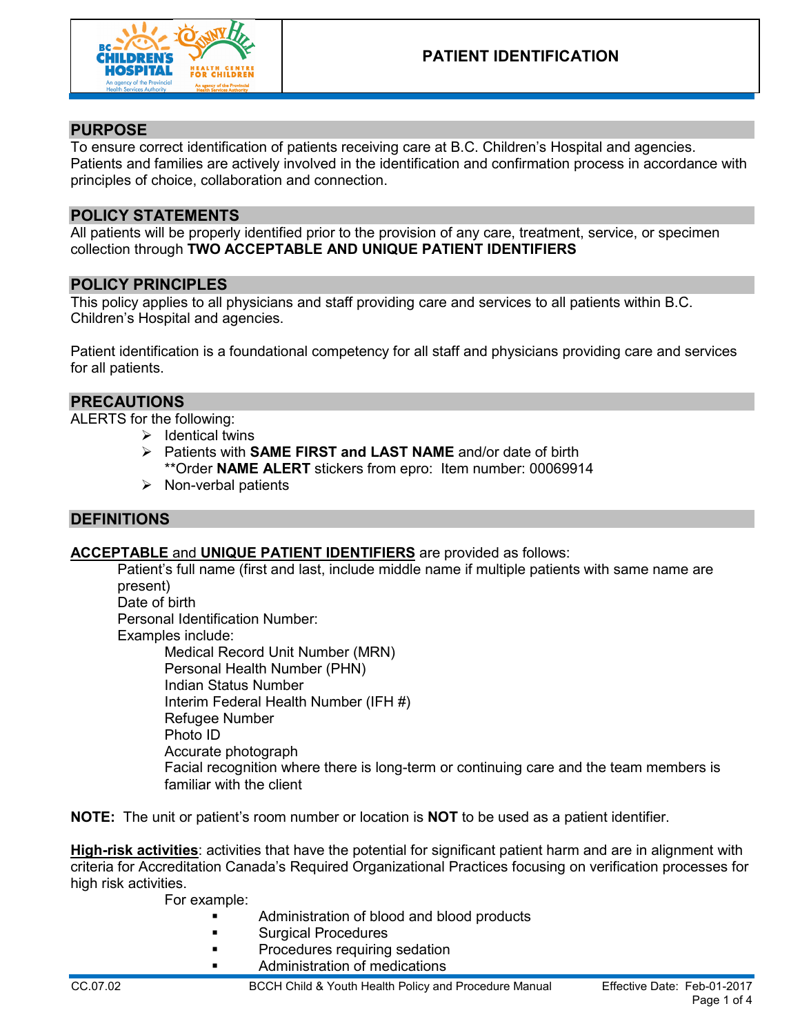# PATIENT IDENTIFICATION

## PURPOSE

To ensure correct identification of patients receiving care at B.C. Children's Hospital and agencies. Patients and families are actively involved in the identification and confirmation process in accordance with principles of choice, collaboration and connection.

## POLICY STATEMENTS

All patients will be properly identified prior to the provision of any care, treatment, service, or specimen collection through **TWO ACCEPTABLE AND UNIQUE PATIENT IDENTIFIERS**

## POLICY PRINCIPLES

This policy applies to all physicians and staff providing care and services to all patients within B.C. Children's Hospital and agencies.

Patient identification is a foundational competency for all staff and physicians providing care and services for all patients.

## PRECAUTIONS

ALERTS for the following:

- Identical twins
- Patients with **SAME FIRST and LAST NAME** and/or date of birth
  **Order **NAME ALERT** stickers from epro: Item number: 00069914
- Non-verbal patients

## DEFINITIONS

**ACCEPTABLE and UNIQUE PATIENT IDENTIFIERS** are provided as follows:

Patient's full name (first and last, include middle name if multiple patients with same name are present)
Date of birth
Personal Identification Number:
Examples include:

- Medical Record Unit Number (MRN)
- Personal Health Number (PHN)
- Indian Status Number
- Interim Federal Health Number (IFH #)
- Refugee Number
- Photo ID
- Accurate photograph
- Facial recognition where there is long-term or continuing care and the team members is familiar with the client

**NOTE:** The unit or patient's room number or location is **NOT** to be used as a patient identifier.

**High-risk activities**: activities that have the potential for significant patient harm and are in alignment with criteria for Accreditation Canada's Required Organizational Practices focusing on verification processes for high risk activities.

For example:

- Administration of blood and blood products
- Surgical Procedures
- Procedures requiring sedation
- Administration of medications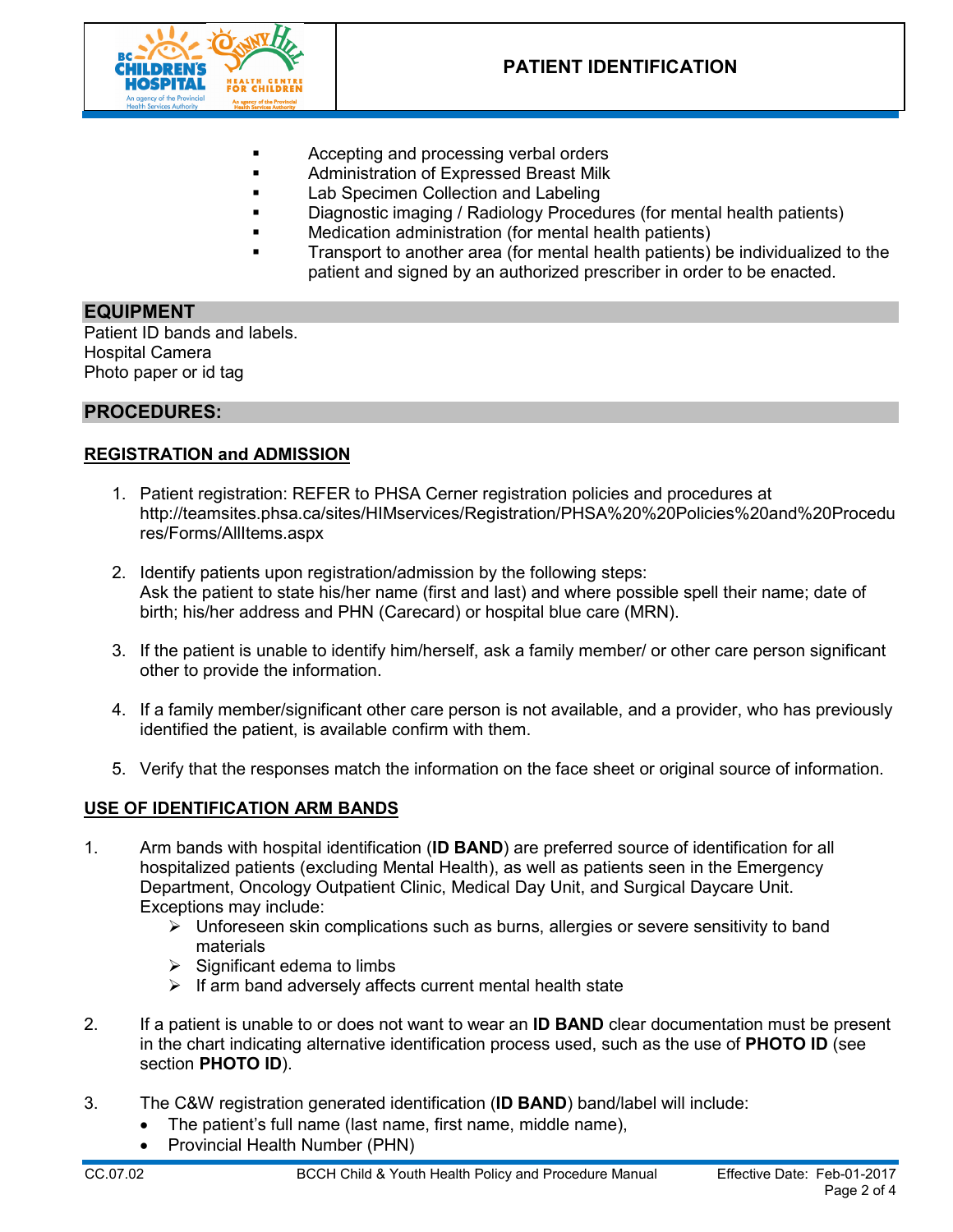- Accepting and processing verbal orders
- Administration of Expressed Breast Milk
- Lab Specimen Collection and Labeling
- Diagnostic imaging / Radiology Procedures (for mental health patients)
- Medication administration (for mental health patients)
- Transport to another area (for mental health patients) be individualized to the patient and signed by an authorized prescriber in order to be enacted.

## EQUIPMENT

Patient ID bands and labels.
Hospital Camera
Photo paper or id tag

## PROCEDURES:

### REGISTRATION and ADMISSION

1. Patient registration: REFER to PHSA Cerner registration policies and procedures at http://teamsites.phsa.ca/sites/HIMservices/Registration/PHSA%20%20Policies%20and%20Procedures/Forms/AllItems.aspx

2. Identify patients upon registration/admission by the following steps: Ask the patient to state his/her name (first and last) and where possible spell their name; date of birth; his/her address and PHN (Carecard) or hospital blue care (MRN).

3. If the patient is unable to identify him/herself, ask a family member/ or other care person significant other to provide the information.

4. If a family member/significant other care person is not available, and a provider, who has previously identified the patient, is available confirm with them.

5. Verify that the responses match the information on the face sheet or original source of information.

### USE OF IDENTIFICATION ARM BANDS

1. Arm bands with hospital identification (**ID BAND**) are preferred source of identification for all hospitalized patients (excluding Mental Health), as well as patients seen in the Emergency Department, Oncology Outpatient Clinic, Medical Day Unit, and Surgical Daycare Unit. Exceptions may include:
   - Unforeseen skin complications such as burns, allergies or severe sensitivity to band materials
   - Significant edema to limbs
   - If arm band adversely affects current mental health state

2. If a patient is unable to or does not want to wear an **ID BAND** clear documentation must be present in the chart indicating alternative identification process used, such as the use of **PHOTO ID** (see section **PHOTO ID**).

3. The C&W registration generated identification (**ID BAND**) band/label will include:
   - The patient's full name (last name, first name, middle name),
   - Provincial Health Number (PHN)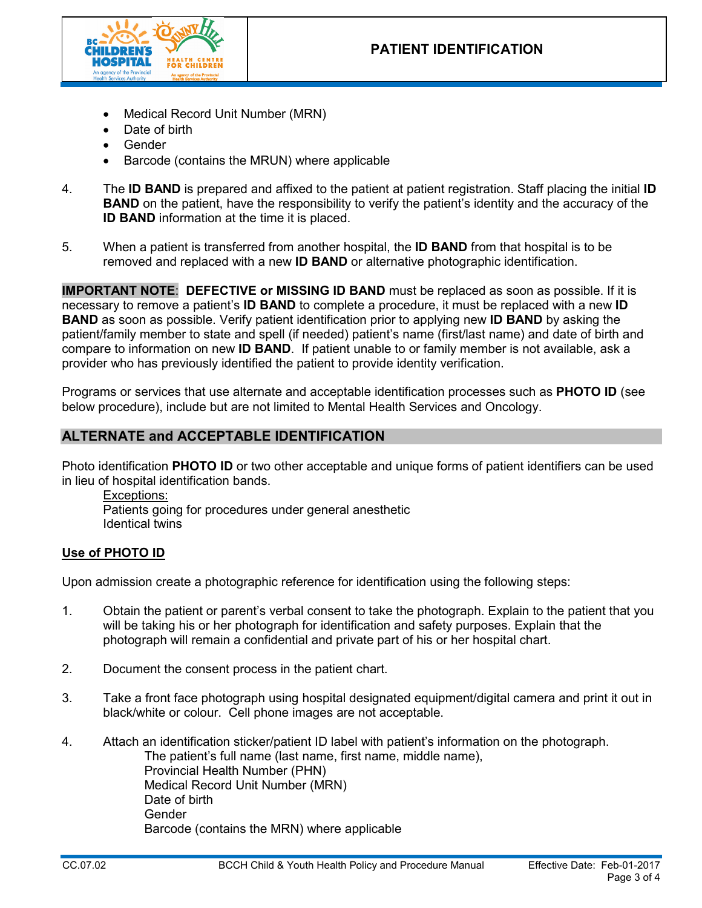- Medical Record Unit Number (MRN)
- Date of birth
- Gender
- Barcode (contains the MRUN) where applicable

4. The **ID BAND** is prepared and affixed to the patient at patient registration. Staff placing the initial **ID BAND** on the patient, have the responsibility to verify the patient's identity and the accuracy of the **ID BAND** information at the time it is placed.

5. When a patient is transferred from another hospital, the **ID BAND** from that hospital is to be removed and replaced with a new **ID BAND** or alternative photographic identification.

**IMPORTANT NOTE**: **DEFECTIVE or MISSING ID BAND** must be replaced as soon as possible. If it is necessary to remove a patient's **ID BAND** to complete a procedure, it must be replaced with a new **ID BAND** as soon as possible. Verify patient identification prior to applying new **ID BAND** by asking the patient/family member to state and spell (if needed) patient's name (first/last name) and date of birth and compare to information on new **ID BAND**. If patient unable to or family member is not available, ask a provider who has previously identified the patient to provide identity verification.

Programs or services that use alternate and acceptable identification processes such as **PHOTO ID** (see below procedure), include but are not limited to Mental Health Services and Oncology.

## ALTERNATE and ACCEPTABLE IDENTIFICATION

Photo identification **PHOTO ID** or two other acceptable and unique forms of patient identifiers can be used in lieu of hospital identification bands.

Exceptions:
Patients going for procedures under general anesthetic
Identical twins

### Use of PHOTO ID

Upon admission create a photographic reference for identification using the following steps:

1. Obtain the patient or parent's verbal consent to take the photograph. Explain to the patient that you will be taking his or her photograph for identification and safety purposes. Explain that the photograph will remain a confidential and private part of his or her hospital chart.

2. Document the consent process in the patient chart.

3. Take a front face photograph using hospital designated equipment/digital camera and print it out in black/white or colour. Cell phone images are not acceptable.

4. Attach an identification sticker/patient ID label with patient's information on the photograph.
   The patient's full name (last name, first name, middle name),
   Provincial Health Number (PHN)
   Medical Record Unit Number (MRN)
   Date of birth
   Gender
   Barcode (contains the MRN) where applicable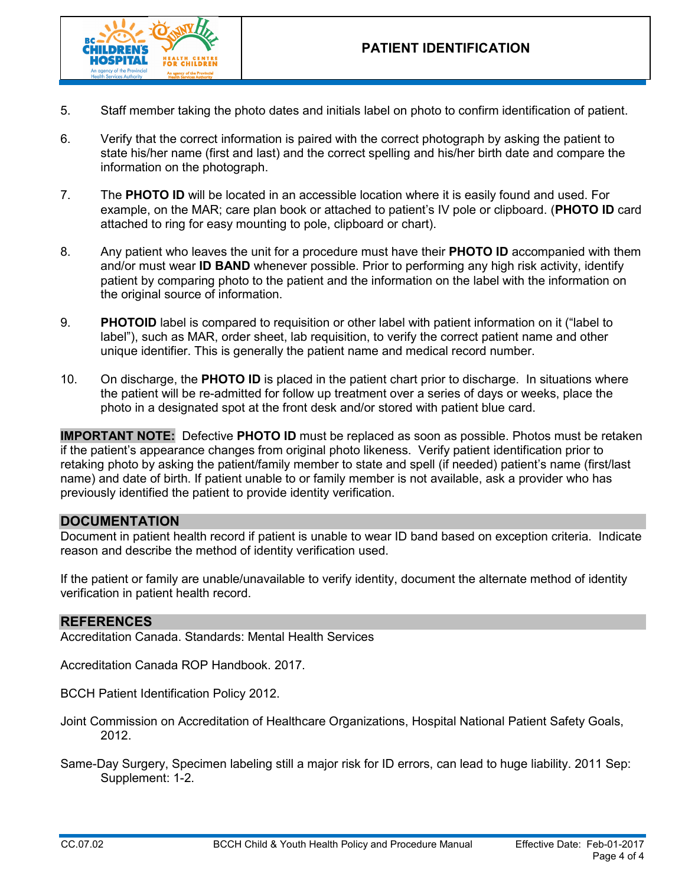5. Staff member taking the photo dates and initials label on photo to confirm identification of patient.

6. Verify that the correct information is paired with the correct photograph by asking the patient to state his/her name (first and last) and the correct spelling and his/her birth date and compare the information on the photograph.

7. The **PHOTO ID** will be located in an accessible location where it is easily found and used. For example, on the MAR; care plan book or attached to patient's IV pole or clipboard. (**PHOTO ID** card attached to ring for easy mounting to pole, clipboard or chart).

8. Any patient who leaves the unit for a procedure must have their **PHOTO ID** accompanied with them and/or must wear **ID BAND** whenever possible. Prior to performing any high risk activity, identify patient by comparing photo to the patient and the information on the label with the information on the original source of information.

9. **PHOTOID** label is compared to requisition or other label with patient information on it ("label to label"), such as MAR, order sheet, lab requisition, to verify the correct patient name and other unique identifier. This is generally the patient name and medical record number.

10. On discharge, the **PHOTO ID** is placed in the patient chart prior to discharge. In situations where the patient will be re-admitted for follow up treatment over a series of days or weeks, place the photo in a designated spot at the front desk and/or stored with patient blue card.

**IMPORTANT NOTE:** Defective **PHOTO ID** must be replaced as soon as possible. Photos must be retaken if the patient's appearance changes from original photo likeness. Verify patient identification prior to retaking photo by asking the patient/family member to state and spell (if needed) patient's name (first/last name) and date of birth. If patient unable to or family member is not available, ask a provider who has previously identified the patient to provide identity verification.

## DOCUMENTATION

Document in patient health record if patient is unable to wear ID band based on exception criteria. Indicate reason and describe the method of identity verification used.

If the patient or family are unable/unavailable to verify identity, document the alternate method of identity verification in patient health record.

## REFERENCES

Accreditation Canada. Standards: Mental Health Services

Accreditation Canada ROP Handbook. 2017.

BCCH Patient Identification Policy 2012.

Joint Commission on Accreditation of Healthcare Organizations, Hospital National Patient Safety Goals, 2012.

Same-Day Surgery, Specimen labeling still a major risk for ID errors, can lead to huge liability. 2011 Sep: Supplement: 1-2.